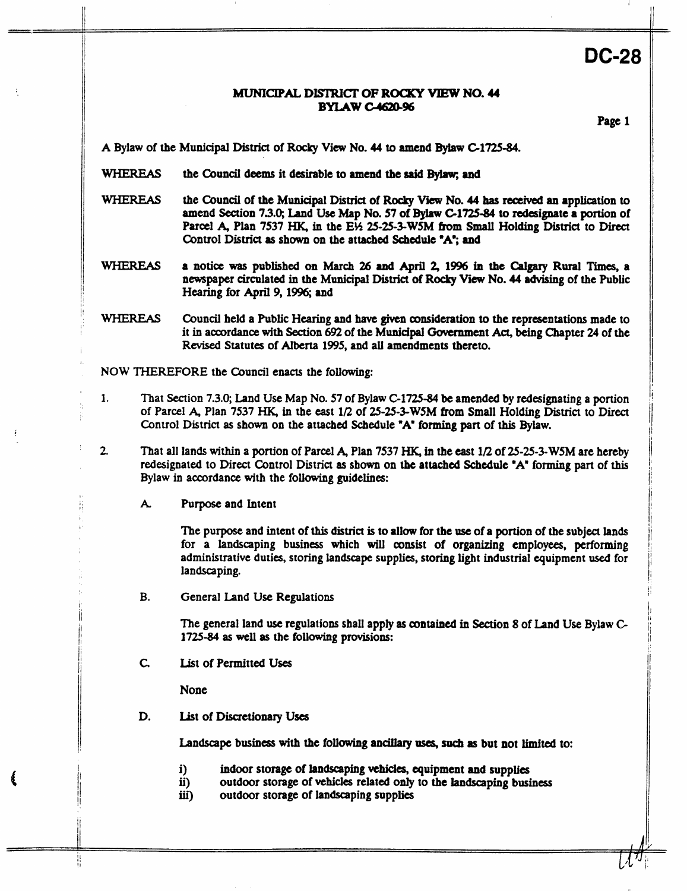**DC-28**

# MUNICIPAL DISTRICT OF ROCKY VIEW NO. 44
## BYLAW C-4620-96

A Bylaw of the Municipal District of Rocky View No. 44 to amend Bylaw C-1725-84.

WHEREAS the Council deems it desirable to amend the said Bylaw; and

WHEREAS the Council of the Municipal District of Rocky View No. 44 has received an application to amend Section 7.3.0; Land Use Map No. 57 of Bylaw C-1725-84 to redesignate a portion of Parcel A, Plan 7537 HK, in the E½ 25-25-3-W5M from Small Holding District to Direct Control District as shown on the attached Schedule "A"; and

WHEREAS a notice was published on March 26 and April 2, 1996 in the Calgary Rural Times, a newspaper circulated in the Municipal District of Rocky View No. 44 advising of the Public Hearing for April 9, 1996; and

WHEREAS Council held a Public Hearing and have given consideration to the representations made to it in accordance with Section 692 of the Municipal Government Act, being Chapter 24 of the Revised Statutes of Alberta 1995, and all amendments thereto.

NOW THEREFORE the Council enacts the following:

1. That Section 7.3.0; Land Use Map No. 57 of Bylaw C-1725-84 be amended by redesignating a portion of Parcel A, Plan 7537 HK, in the east 1/2 of 25-25-3-W5M from Small Holding District to Direct Control District as shown on the attached Schedule "A" forming part of this Bylaw.

2. That all lands within a portion of Parcel A, Plan 7537 HK, in the east 1/2 of 25-25-3-W5M are hereby redesignated to Direct Control District as shown on the attached Schedule "A" forming part of this Bylaw in accordance with the following guidelines:

   A. Purpose and Intent

      The purpose and intent of this district is to allow for the use of a portion of the subject lands for a landscaping business which will consist of organizing employees, performing administrative duties, storing landscape supplies, storing light industrial equipment used for landscaping.

   B. General Land Use Regulations

      The general land use regulations shall apply as contained in Section 8 of Land Use Bylaw C-1725-84 as well as the following provisions:

   C. List of Permitted Uses

      None

   D. List of Discretionary Uses

      Landscape business with the following ancillary uses, such as but not limited to:

      i) indoor storage of landscaping vehicles, equipment and supplies
      ii) outdoor storage of vehicles related only to the landscaping business
      iii) outdoor storage of landscaping supplies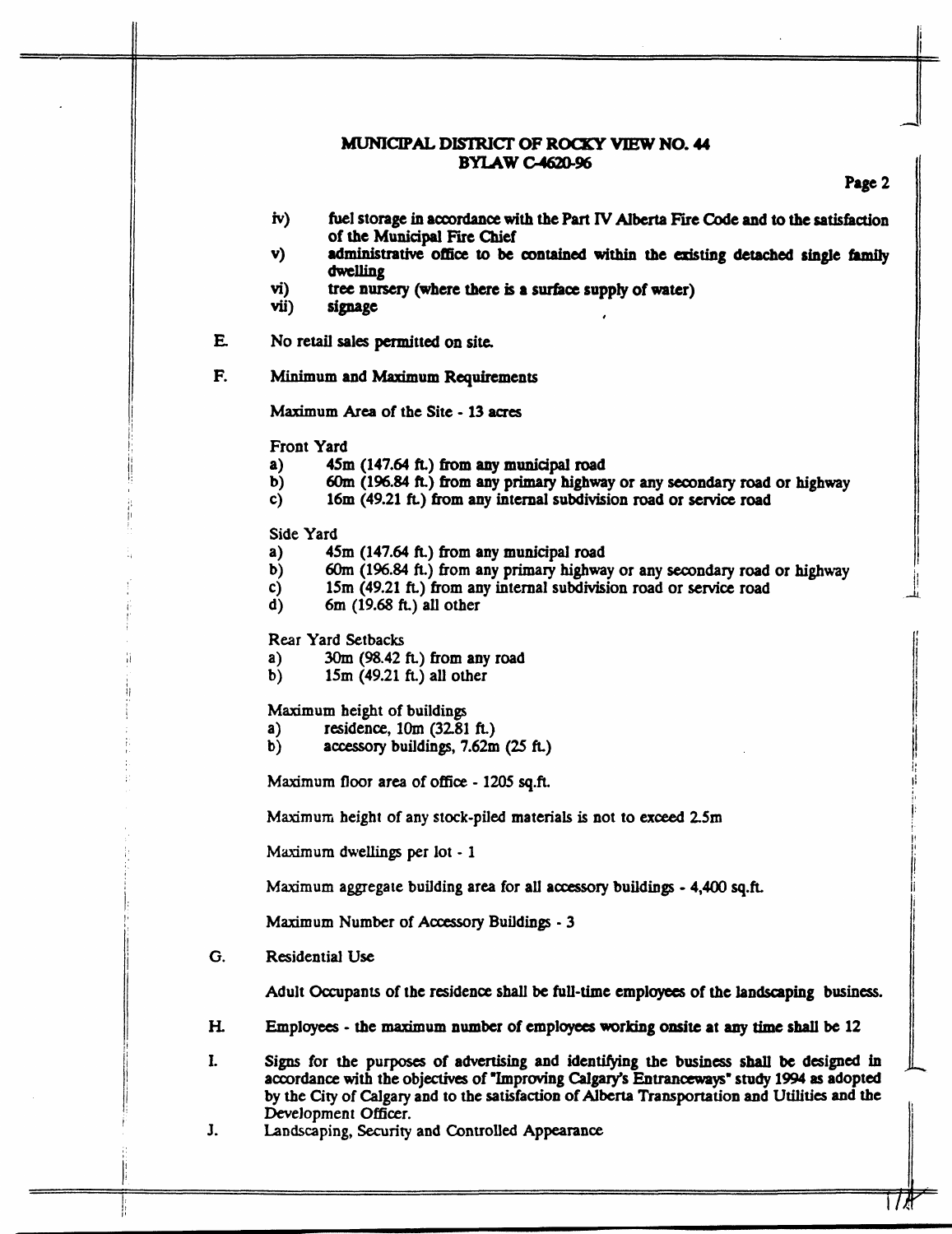iv) fuel storage in accordance with the Part IV Alberta Fire Code and to the satisfaction of the Municipal Fire Chief
v) administrative office to be contained within the existing detached single family dwelling
vi) tree nursery (where there is a surface supply of water)
vii) signage

E. No retail sales permitted on site.

F. Minimum and Maximum Requirements

Maximum Area of the Site - 13 acres

Front Yard
a) 45m (147.64 ft.) from any municipal road
b) 60m (196.84 ft.) from any primary highway or any secondary road or highway
c) 16m (49.21 ft.) from any internal subdivision road or service road

Side Yard
a) 45m (147.64 ft.) from any municipal road
b) 60m (196.84 ft.) from any primary highway or any secondary road or highway
c) 15m (49.21 ft.) from any internal subdivision road or service road
d) 6m (19.68 ft.) all other

Rear Yard Setbacks
a) 30m (98.42 ft.) from any road
b) 15m (49.21 ft.) all other

Maximum height of buildings
a) residence, 10m (32.81 ft.)
b) accessory buildings, 7.62m (25 ft.)

Maximum floor area of office - 1205 sq.ft.

Maximum height of any stock-piled materials is not to exceed 2.5m

Maximum dwellings per lot - 1

Maximum aggregate building area for all accessory buildings - 4,400 sq.ft.

Maximum Number of Accessory Buildings - 3

G. Residential Use

Adult Occupants of the residence shall be full-time employees of the landscaping business.

H. Employees - the maximum number of employees working onsite at any time shall be 12

I. Signs for the purposes of advertising and identifying the business shall be designed in accordance with the objectives of "Improving Calgary's Entranceways" study 1994 as adopted by the City of Calgary and to the satisfaction of Alberta Transportation and Utilities and the Development Officer.

J. Landscaping, Security and Controlled Appearance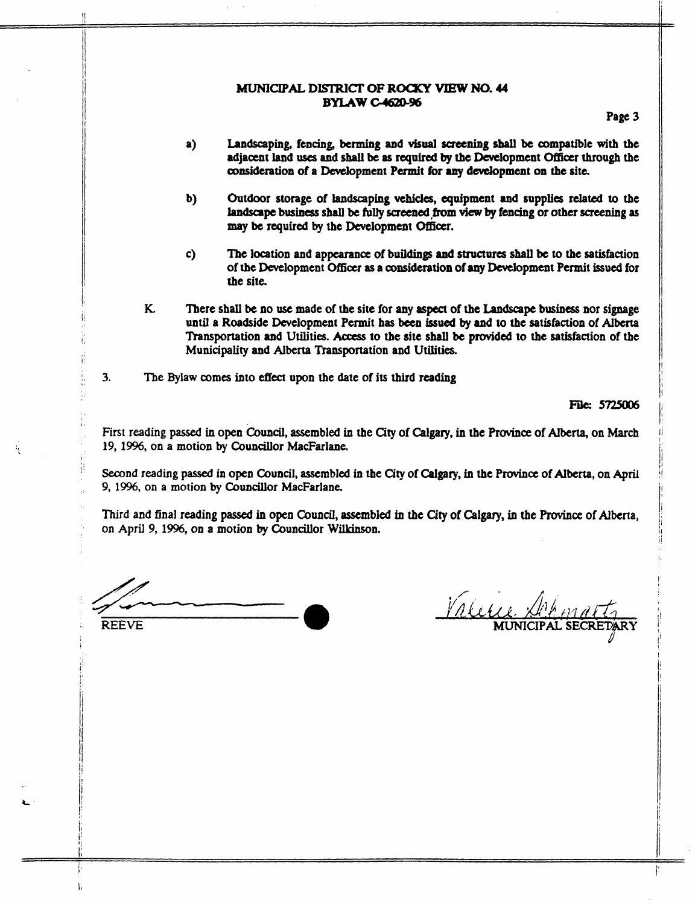**MUNICIPAL DISTRICT OF ROCKY VIEW NO. 44**
**BYLAW C-4620-96**

a) **Landscaping, fencing, berming and visual screening shall be compatible with the adjacent land uses and shall be as required by the Development Officer through the consideration of a Development Permit for any development on the site.**

b) **Outdoor storage of landscaping vehicles, equipment and supplies related to the landscape business shall be fully screened from view by fencing or other screening as may be required by the Development Officer.**

c) **The location and appearance of buildings and structures shall be to the satisfaction of the Development Officer as a consideration of any Development Permit issued for the site.**

K. **There shall be no use made of the site for any aspect of the Landscape business nor signage until a Roadside Development Permit has been issued by and to the satisfaction of Alberta Transportation and Utilities. Access to the site shall be provided to the satisfaction of the Municipality and Alberta Transportation and Utilities.**

3. The Bylaw comes into effect upon the date of its third reading

**File: 5725006**

First reading passed in open Council, assembled in the City of Calgary, in the Province of Alberta, on March 19, 1996, on a motion by Councillor MacFarlane.

Second reading passed in open Council, assembled in the City of Calgary, in the Province of Alberta, on April 9, 1996, on a motion by Councillor MacFarlane.

Third and final reading passed in open Council, assembled in the City of Calgary, in the Province of Alberta, on April 9, 1996, on a motion by Councillor Wilkinson.

REEVE

MUNICIPAL SECRETARY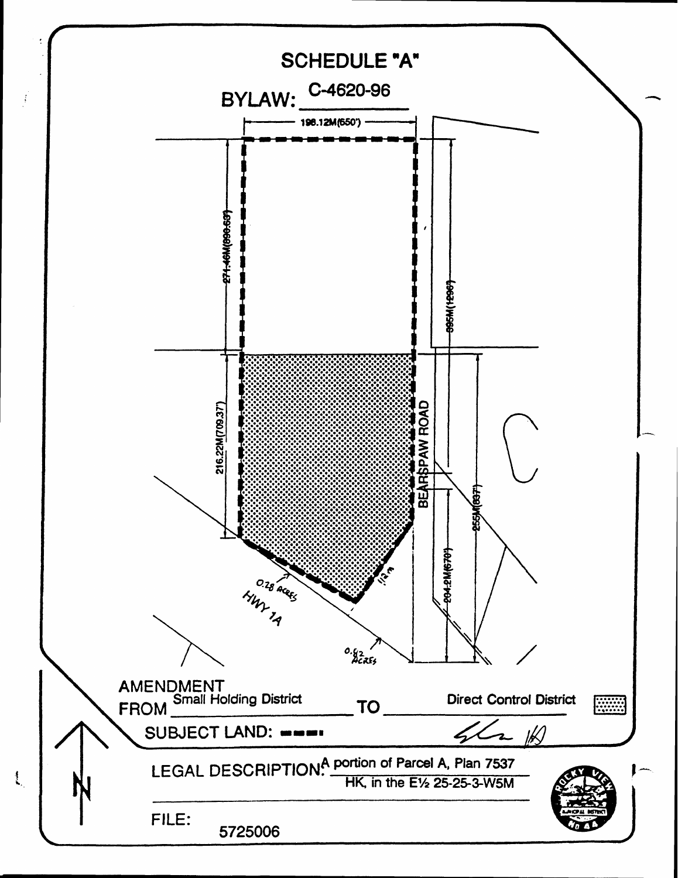# SCHEDULE "A"

BYLAW: C-4620-96

198.12M(650')

271.46M(890.63')

216.22M(709.37')

395M(1296')

BEARSPAW ROAD

255M(837')

204.2M(670')

0.28 ACRES

HWY 1A

0.42 ACRES

AMENDMENT
FROM Small Holding District TO Direct Control District

SUBJECT LAND: ▬ ▬ ▬

LEGAL DESCRIPTION: A portion of Parcel A, Plan 7537 HK, in the E½ 25-25-3-W5M

FILE: 5725006